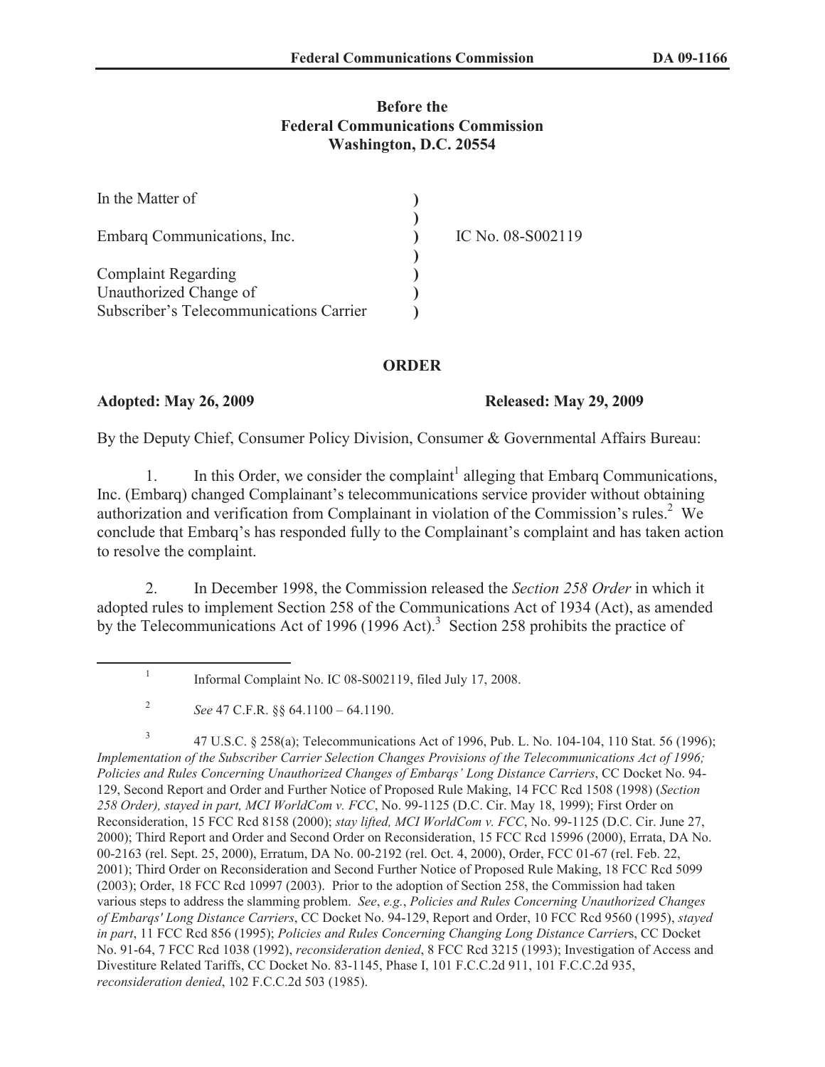**Before the**
**Federal Communications Commission**
**Washington, D.C. 20554**

| | | |
|---|---|---|
| In the Matter of | ) | |
| | ) | |
| Embarq Communications, Inc. | ) | IC No. 08-S002119 |
| | ) | |
| Complaint Regarding | ) | |
| Unauthorized Change of | ) | |
| Subscriber's Telecommunications Carrier | ) | |

## ORDER

**Adopted: May 26, 2009** **Released: May 29, 2009**

By the Deputy Chief, Consumer Policy Division, Consumer & Governmental Affairs Bureau:

1. In this Order, we consider the complaint[1] alleging that Embarq Communications, Inc. (Embarq) changed Complainant's telecommunications service provider without obtaining authorization and verification from Complainant in violation of the Commission's rules.[2] We conclude that Embarq's has responded fully to the Complainant's complaint and has taken action to resolve the complaint.

2. In December 1998, the Commission released the *Section 258 Order* in which it adopted rules to implement Section 258 of the Communications Act of 1934 (Act), as amended by the Telecommunications Act of 1996 (1996 Act).[3] Section 258 prohibits the practice of

---

[1] Informal Complaint No. IC 08-S002119, filed July 17, 2008.

[2] *See* 47 C.F.R. §§ 64.1100 – 64.1190.

[3] 47 U.S.C. § 258(a); Telecommunications Act of 1996, Pub. L. No. 104-104, 110 Stat. 56 (1996); *Implementation of the Subscriber Carrier Selection Changes Provisions of the Telecommunications Act of 1996; Policies and Rules Concerning Unauthorized Changes of Embarqs' Long Distance Carriers*, CC Docket No. 94-129, Second Report and Order and Further Notice of Proposed Rule Making, 14 FCC Rcd 1508 (1998) (*Section 258 Order), stayed in part, MCI WorldCom v. FCC*, No. 99-1125 (D.C. Cir. May 18, 1999); First Order on Reconsideration, 15 FCC Rcd 8158 (2000); *stay lifted, MCI WorldCom v. FCC*, No. 99-1125 (D.C. Cir. June 27, 2000); Third Report and Order and Second Order on Reconsideration, 15 FCC Rcd 15996 (2000), Errata, DA No. 00-2163 (rel. Sept. 25, 2000), Erratum, DA No. 00-2192 (rel. Oct. 4, 2000), Order, FCC 01-67 (rel. Feb. 22, 2001); Third Order on Reconsideration and Second Further Notice of Proposed Rule Making, 18 FCC Rcd 5099 (2003); Order, 18 FCC Rcd 10997 (2003). Prior to the adoption of Section 258, the Commission had taken various steps to address the slamming problem. *See*, *e.g.*, *Policies and Rules Concerning Unauthorized Changes of Embarqs' Long Distance Carriers*, CC Docket No. 94-129, Report and Order, 10 FCC Rcd 9560 (1995), *stayed in part*, 11 FCC Rcd 856 (1995); *Policies and Rules Concerning Changing Long Distance Carrier*s, CC Docket No. 91-64, 7 FCC Rcd 1038 (1992), *reconsideration denied*, 8 FCC Rcd 3215 (1993); Investigation of Access and Divestiture Related Tariffs, CC Docket No. 83-1145, Phase I, 101 F.C.C.2d 911, 101 F.C.C.2d 935, *reconsideration denied*, 102 F.C.C.2d 503 (1985).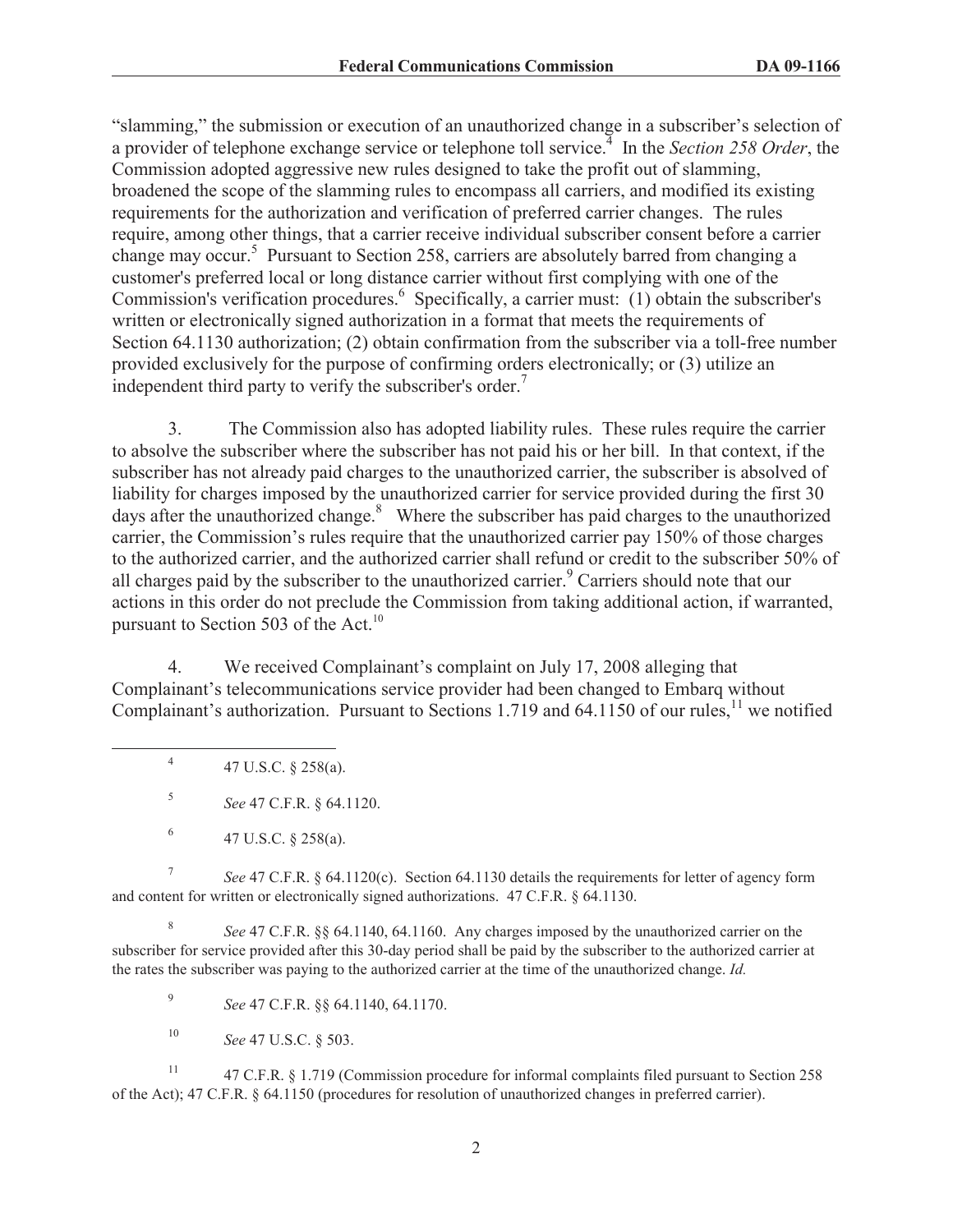"slamming," the submission or execution of an unauthorized change in a subscriber's selection of a provider of telephone exchange service or telephone toll service.[4] In the *Section 258 Order*, the Commission adopted aggressive new rules designed to take the profit out of slamming, broadened the scope of the slamming rules to encompass all carriers, and modified its existing requirements for the authorization and verification of preferred carrier changes. The rules require, among other things, that a carrier receive individual subscriber consent before a carrier change may occur.[5] Pursuant to Section 258, carriers are absolutely barred from changing a customer's preferred local or long distance carrier without first complying with one of the Commission's verification procedures.[6] Specifically, a carrier must: (1) obtain the subscriber's written or electronically signed authorization in a format that meets the requirements of Section 64.1130 authorization; (2) obtain confirmation from the subscriber via a toll-free number provided exclusively for the purpose of confirming orders electronically; or (3) utilize an independent third party to verify the subscriber's order.[7]

3. The Commission also has adopted liability rules. These rules require the carrier to absolve the subscriber where the subscriber has not paid his or her bill. In that context, if the subscriber has not already paid charges to the unauthorized carrier, the subscriber is absolved of liability for charges imposed by the unauthorized carrier for service provided during the first 30 days after the unauthorized change.[8] Where the subscriber has paid charges to the unauthorized carrier, the Commission's rules require that the unauthorized carrier pay 150% of those charges to the authorized carrier, and the authorized carrier shall refund or credit to the subscriber 50% of all charges paid by the subscriber to the unauthorized carrier.[9] Carriers should note that our actions in this order do not preclude the Commission from taking additional action, if warranted, pursuant to Section 503 of the Act.[10]

4. We received Complainant's complaint on July 17, 2008 alleging that Complainant's telecommunications service provider had been changed to Embarq without Complainant's authorization. Pursuant to Sections 1.719 and 64.1150 of our rules,[11] we notified

---

[4] 47 U.S.C. § 258(a).

[5] *See* 47 C.F.R. § 64.1120.

[6] 47 U.S.C. § 258(a).

[7] *See* 47 C.F.R. § 64.1120(c). Section 64.1130 details the requirements for letter of agency form and content for written or electronically signed authorizations. 47 C.F.R. § 64.1130.

[8] *See* 47 C.F.R. §§ 64.1140, 64.1160. Any charges imposed by the unauthorized carrier on the subscriber for service provided after this 30-day period shall be paid by the subscriber to the authorized carrier at the rates the subscriber was paying to the authorized carrier at the time of the unauthorized change. *Id.*

[9] *See* 47 C.F.R. §§ 64.1140, 64.1170.

[10] *See* 47 U.S.C. § 503.

[11] 47 C.F.R. § 1.719 (Commission procedure for informal complaints filed pursuant to Section 258 of the Act); 47 C.F.R. § 64.1150 (procedures for resolution of unauthorized changes in preferred carrier).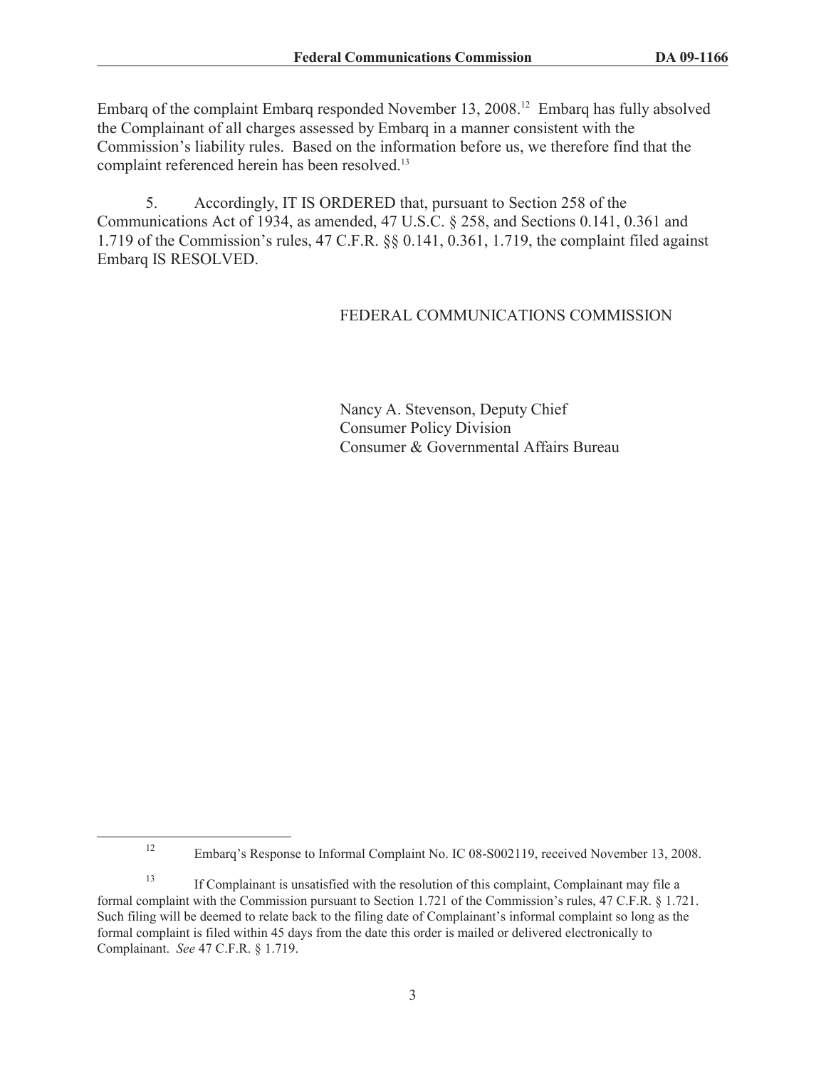Embarq of the complaint Embarq responded November 13, 2008.[12] Embarq has fully absolved the Complainant of all charges assessed by Embarq in a manner consistent with the Commission's liability rules. Based on the information before us, we therefore find that the complaint referenced herein has been resolved.[13]

5. Accordingly, IT IS ORDERED that, pursuant to Section 258 of the Communications Act of 1934, as amended, 47 U.S.C. § 258, and Sections 0.141, 0.361 and 1.719 of the Commission's rules, 47 C.F.R. §§ 0.141, 0.361, 1.719, the complaint filed against Embarq IS RESOLVED.

FEDERAL COMMUNICATIONS COMMISSION

Nancy A. Stevenson, Deputy Chief
Consumer Policy Division
Consumer & Governmental Affairs Bureau

---

[12] Embarq's Response to Informal Complaint No. IC 08-S002119, received November 13, 2008.

[13] If Complainant is unsatisfied with the resolution of this complaint, Complainant may file a formal complaint with the Commission pursuant to Section 1.721 of the Commission's rules, 47 C.F.R. § 1.721. Such filing will be deemed to relate back to the filing date of Complainant's informal complaint so long as the formal complaint is filed within 45 days from the date this order is mailed or delivered electronically to Complainant. *See* 47 C.F.R. § 1.719.